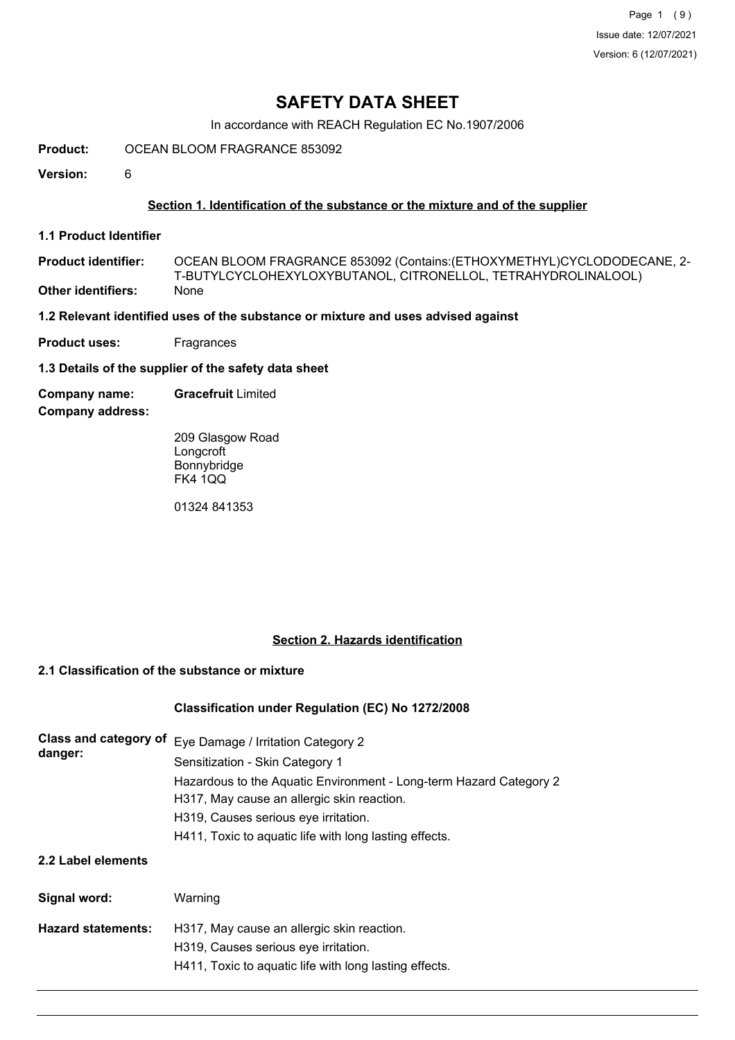# SAFETY DATA SHEET

In accordance with REACH Regulation EC No.1907/2006

**Product:** OCEAN BLOOM FRAGRANCE 853092

**Version:** 6

## Section 1. Identification of the substance or the mixture and of the supplier

### 1.1 Product Identifier

**Product identifier:** OCEAN BLOOM FRAGRANCE 853092 (Contains:(ETHOXYMETHYL)CYCLODODECANE, 2-T-BUTYLCYCLOHEXYLOXYBUTANOL, CITRONELLOL, TETRAHYDROLINALOOL)

**Other identifiers:** None

### 1.2 Relevant identified uses of the substance or mixture and uses advised against

**Product uses:** Fragrances

### 1.3 Details of the supplier of the safety data sheet

**Company name:** **Gracefruit** Limited

**Company address:**

209 Glasgow Road
Longcroft
Bonnybridge
FK4 1QQ

01324 841353

## Section 2. Hazards identification

### 2.1 Classification of the substance or mixture

**Classification under Regulation (EC) No 1272/2008**

**Class and category of danger:**

Eye Damage / Irritation Category 2
Sensitization - Skin Category 1
Hazardous to the Aquatic Environment - Long-term Hazard Category 2
H317, May cause an allergic skin reaction.
H319, Causes serious eye irritation.
H411, Toxic to aquatic life with long lasting effects.

### 2.2 Label elements

**Signal word:** Warning

**Hazard statements:**

H317, May cause an allergic skin reaction.
H319, Causes serious eye irritation.
H411, Toxic to aquatic life with long lasting effects.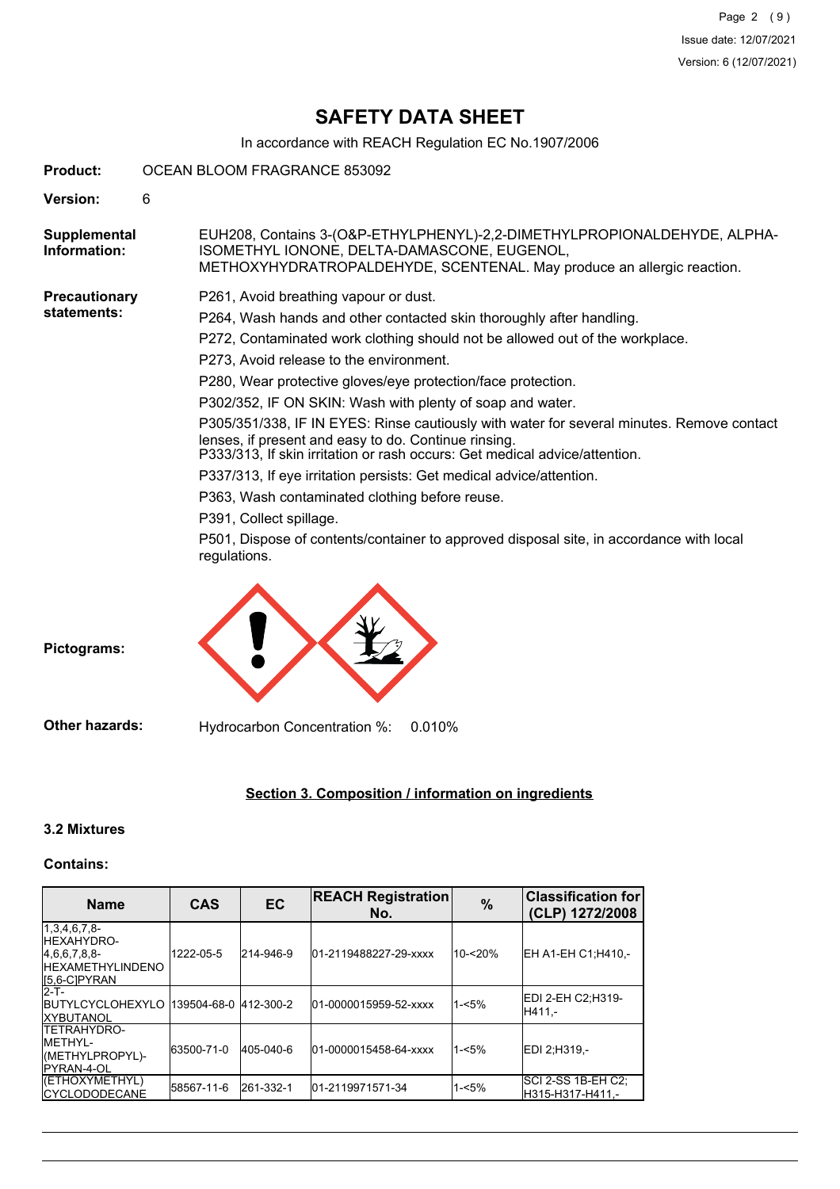# SAFETY DATA SHEET

In accordance with REACH Regulation EC No.1907/2006

**Product:** OCEAN BLOOM FRAGRANCE 853092

**Version:** 6

**Supplemental Information:** EUH208, Contains 3-(O&P-ETHYLPHENYL)-2,2-DIMETHYLPROPIONALDEHYDE, ALPHA-ISOMETHYL IONONE, DELTA-DAMASCONE, EUGENOL, METHOXYHYDRATROPALDEHYDE, SCENTENAL. May produce an allergic reaction.

**Precautionary statements:**

P261, Avoid breathing vapour or dust.

P264, Wash hands and other contacted skin thoroughly after handling.

P272, Contaminated work clothing should not be allowed out of the workplace.

P273, Avoid release to the environment.

P280, Wear protective gloves/eye protection/face protection.

P302/352, IF ON SKIN: Wash with plenty of soap and water.

P305/351/338, IF IN EYES: Rinse cautiously with water for several minutes. Remove contact lenses, if present and easy to do. Continue rinsing.
P333/313, If skin irritation or rash occurs: Get medical advice/attention.

P337/313, If eye irritation persists: Get medical advice/attention.

P363, Wash contaminated clothing before reuse.

P391, Collect spillage.

P501, Dispose of contents/container to approved disposal site, in accordance with local regulations.

**Pictograms:**

**Other hazards:** Hydrocarbon Concentration %: 0.010%

## Section 3. Composition / information on ingredients

### 3.2 Mixtures

**Contains:**

| Name | CAS | EC | REACH Registration No. | % | Classification for (CLP) 1272/2008 |
|---|---|---|---|---|---|
| 1,3,4,6,7,8-HEXAHYDRO-4,6,6,7,8,8-HEXAMETHYLINDENO [5,6-C]PYRAN | 1222-05-5 | 214-946-9 | 01-2119488227-29-xxxx | 10-<20% | EH A1-EH C1;H410,- |
| 2-T-BUTYLCYCLOHEXYLOXYBUTANOL | 139504-68-0 | 412-300-2 | 01-0000015959-52-xxxx | 1-<5% | EDI 2-EH C2;H319-H411,- |
| TETRAHYDRO-METHYL-(METHYLPROPYL)-PYRAN-4-OL | 63500-71-0 | 405-040-6 | 01-0000015458-64-xxxx | 1-<5% | EDI 2;H319,- |
| (ETHOXYMETHYL) CYCLODODECANE | 58567-11-6 | 261-332-1 | 01-2119971571-34 | 1-<5% | SCI 2-SS 1B-EH C2;H315-H317-H411,- |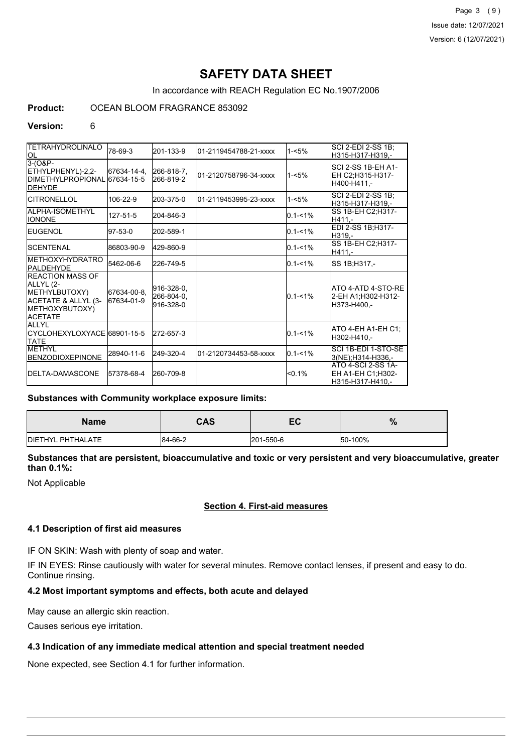# SAFETY DATA SHEET

In accordance with REACH Regulation EC No.1907/2006

**Product:** OCEAN BLOOM FRAGRANCE 853092

**Version:** 6

| | | | | | |
|---|---|---|---|---|---|
| TETRAHYDROLINALOOL | 78-69-3 | 201-133-9 | 01-2119454788-21-xxxx | 1-<5% | SCI 2-EDI 2-SS 1B;H315-H317-H319,- |
| 3-(O&P-ETHYLPHENYL)-2,2-DIMETHYLPROPIONALDEHYDE | 67634-14-4, 67634-15-5 | 266-818-7, 266-819-2 | 01-2120758796-34-xxxx | 1-<5% | SCI 2-SS 1B-EH A1-EH C2;H315-H317-H400-H411,- |
| CITRONELLOL | 106-22-9 | 203-375-0 | 01-2119453995-23-xxxx | 1-<5% | SCI 2-EDI 2-SS 1B;H315-H317-H319,- |
| ALPHA-ISOMETHYL IONONE | 127-51-5 | 204-846-3 | | 0.1-<1% | SS 1B-EH C2;H317-H411,- |
| EUGENOL | 97-53-0 | 202-589-1 | | 0.1-<1% | EDI 2-SS 1B;H317-H319,- |
| SCENTENAL | 86803-90-9 | 429-860-9 | | 0.1-<1% | SS 1B-EH C2;H317-H411,- |
| METHOXYHYDRATROPALDEHYDE | 5462-06-6 | 226-749-5 | | 0.1-<1% | SS 1B;H317,- |
| REACTION MASS OF ALLYL (2-METHYLBUTOXY) ACETATE & ALLYL (3-METHOXYBUTOXY) ACETATE | 67634-00-8, 67634-01-9 | 916-328-0, 266-804-0, 916-328-0 | | 0.1-<1% | ATO 4-ATD 4-STO-RE 2-EH A1;H302-H312-H373-H400,- |
| ALLYL CYCLOHEXYLOXYACETATE | 68901-15-5 | 272-657-3 | | 0.1-<1% | ATO 4-EH A1-EH C1;H302-H410,- |
| METHYL BENZODIOXEPINONE | 28940-11-6 | 249-320-4 | 01-2120734453-58-xxxx | 0.1-<1% | SCI 1B-EDI 1-STO-SE 3(NE);H314-H336,- |
| DELTA-DAMASCONE | 57378-68-4 | 260-709-8 | | <0.1% | ATO 4-SCI 2-SS 1A-EH A1-EH C1;H302-H315-H317-H410,- |

**Substances with Community workplace exposure limits:**

| Name | CAS | EC | % |
|---|---|---|---|
| DIETHYL PHTHALATE | 84-66-2 | 201-550-6 | 50-100% |

**Substances that are persistent, bioaccumulative and toxic or very persistent and very bioaccumulative, greater than 0.1%:**

Not Applicable

## Section 4. First-aid measures

### 4.1 Description of first aid measures

IF ON SKIN: Wash with plenty of soap and water.

IF IN EYES: Rinse cautiously with water for several minutes. Remove contact lenses, if present and easy to do. Continue rinsing.

### 4.2 Most important symptoms and effects, both acute and delayed

May cause an allergic skin reaction.

Causes serious eye irritation.

### 4.3 Indication of any immediate medical attention and special treatment needed

None expected, see Section 4.1 for further information.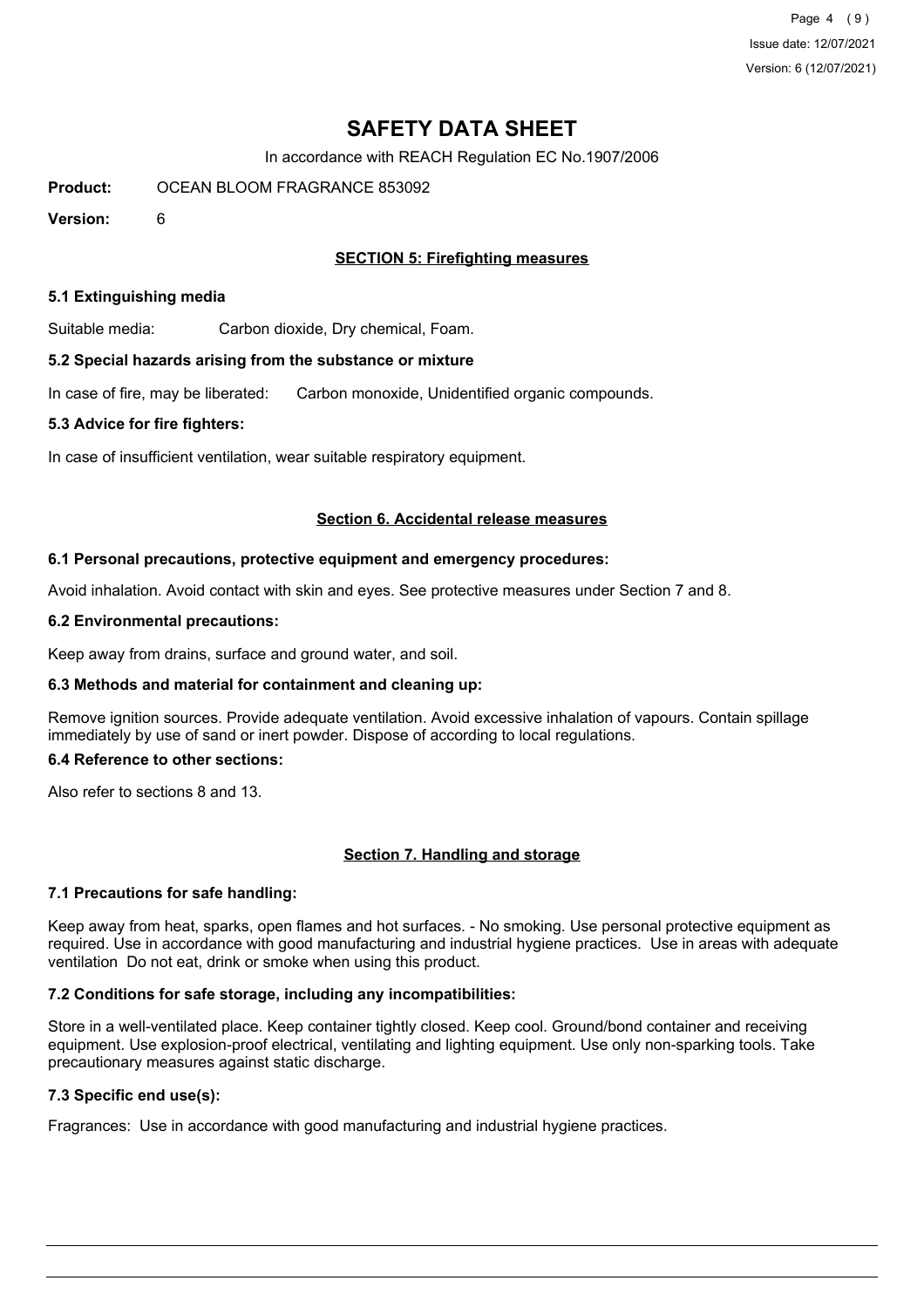# SAFETY DATA SHEET

In accordance with REACH Regulation EC No.1907/2006

**Product:** OCEAN BLOOM FRAGRANCE 853092

**Version:** 6

## SECTION 5: Firefighting measures

### 5.1 Extinguishing media

Suitable media: Carbon dioxide, Dry chemical, Foam.

### 5.2 Special hazards arising from the substance or mixture

In case of fire, may be liberated: Carbon monoxide, Unidentified organic compounds.

### 5.3 Advice for fire fighters:

In case of insufficient ventilation, wear suitable respiratory equipment.

## Section 6. Accidental release measures

### 6.1 Personal precautions, protective equipment and emergency procedures:

Avoid inhalation. Avoid contact with skin and eyes. See protective measures under Section 7 and 8.

### 6.2 Environmental precautions:

Keep away from drains, surface and ground water, and soil.

### 6.3 Methods and material for containment and cleaning up:

Remove ignition sources. Provide adequate ventilation. Avoid excessive inhalation of vapours. Contain spillage immediately by use of sand or inert powder. Dispose of according to local regulations.

### 6.4 Reference to other sections:

Also refer to sections 8 and 13.

## Section 7. Handling and storage

### 7.1 Precautions for safe handling:

Keep away from heat, sparks, open flames and hot surfaces. - No smoking. Use personal protective equipment as required. Use in accordance with good manufacturing and industrial hygiene practices. Use in areas with adequate ventilation Do not eat, drink or smoke when using this product.

### 7.2 Conditions for safe storage, including any incompatibilities:

Store in a well-ventilated place. Keep container tightly closed. Keep cool. Ground/bond container and receiving equipment. Use explosion-proof electrical, ventilating and lighting equipment. Use only non-sparking tools. Take precautionary measures against static discharge.

### 7.3 Specific end use(s):

Fragrances: Use in accordance with good manufacturing and industrial hygiene practices.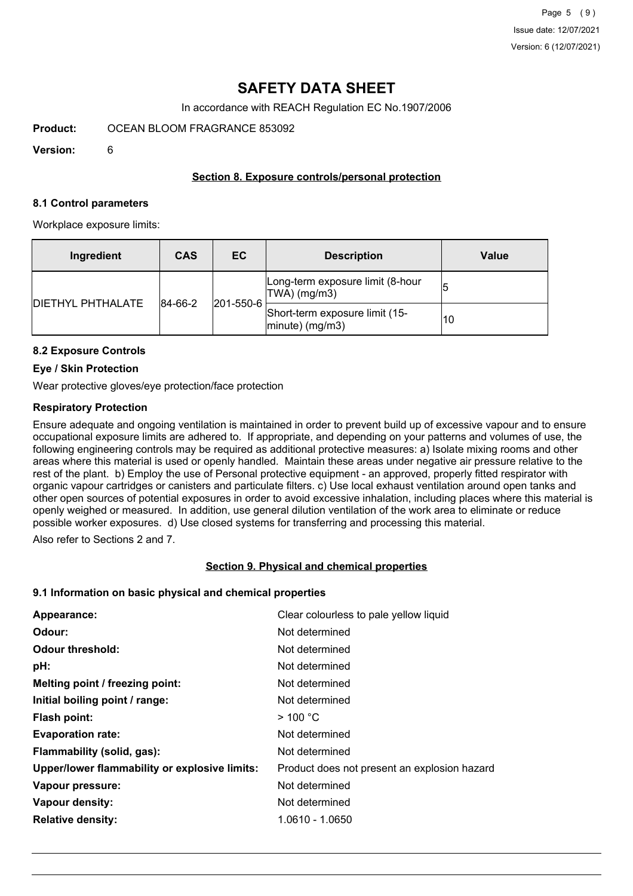# SAFETY DATA SHEET

In accordance with REACH Regulation EC No.1907/2006

**Product:** OCEAN BLOOM FRAGRANCE 853092

**Version:** 6

## Section 8. Exposure controls/personal protection

### 8.1 Control parameters

Workplace exposure limits:

| Ingredient | CAS | EC | Description | Value |
|---|---|---|---|---|
| DIETHYL PHTHALATE | 84-66-2 | 201-550-6 | Long-term exposure limit (8-hour TWA) (mg/m3) | 5 |
| | | | Short-term exposure limit (15-minute) (mg/m3) | 10 |

### 8.2 Exposure Controls

#### Eye / Skin Protection

Wear protective gloves/eye protection/face protection

#### Respiratory Protection

Ensure adequate and ongoing ventilation is maintained in order to prevent build up of excessive vapour and to ensure occupational exposure limits are adhered to. If appropriate, and depending on your patterns and volumes of use, the following engineering controls may be required as additional protective measures: a) Isolate mixing rooms and other areas where this material is used or openly handled. Maintain these areas under negative air pressure relative to the rest of the plant. b) Employ the use of Personal protective equipment - an approved, properly fitted respirator with organic vapour cartridges or canisters and particulate filters. c) Use local exhaust ventilation around open tanks and other open sources of potential exposures in order to avoid excessive inhalation, including places where this material is openly weighed or measured. In addition, use general dilution ventilation of the work area to eliminate or reduce possible worker exposures. d) Use closed systems for transferring and processing this material.

Also refer to Sections 2 and 7.

## Section 9. Physical and chemical properties

### 9.1 Information on basic physical and chemical properties

| | |
|---|---|
| **Appearance:** | Clear colourless to pale yellow liquid |
| **Odour:** | Not determined |
| **Odour threshold:** | Not determined |
| **pH:** | Not determined |
| **Melting point / freezing point:** | Not determined |
| **Initial boiling point / range:** | Not determined |
| **Flash point:** | > 100 °C |
| **Evaporation rate:** | Not determined |
| **Flammability (solid, gas):** | Not determined |
| **Upper/lower flammability or explosive limits:** | Product does not present an explosion hazard |
| **Vapour pressure:** | Not determined |
| **Vapour density:** | Not determined |
| **Relative density:** | 1.0610 - 1.0650 |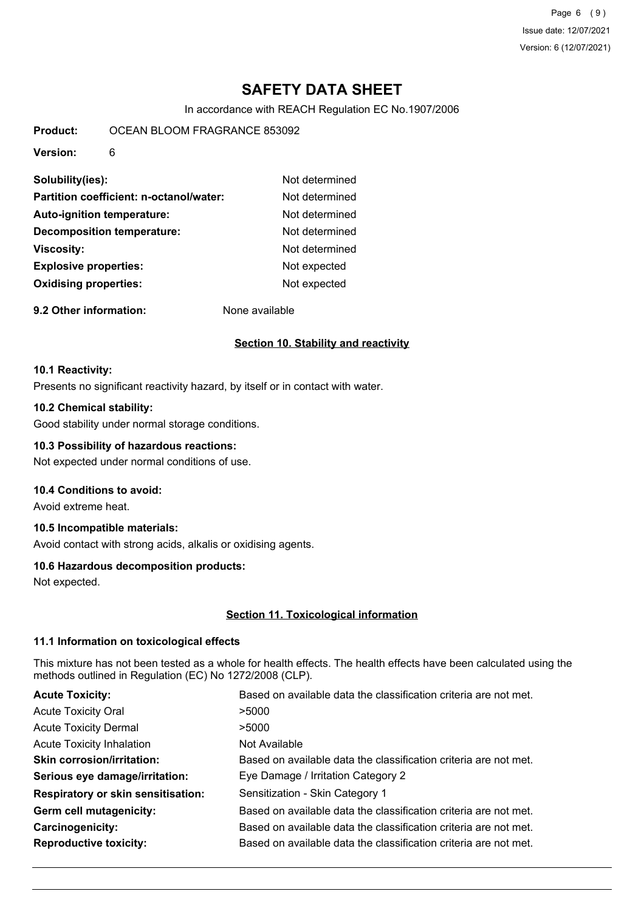# SAFETY DATA SHEET

In accordance with REACH Regulation EC No.1907/2006

**Product:** OCEAN BLOOM FRAGRANCE 853092

**Version:** 6

| | |
|---|---|
| **Solubility(ies):** | Not determined |
| **Partition coefficient: n-octanol/water:** | Not determined |
| **Auto-ignition temperature:** | Not determined |
| **Decomposition temperature:** | Not determined |
| **Viscosity:** | Not determined |
| **Explosive properties:** | Not expected |
| **Oxidising properties:** | Not expected |

**9.2 Other information:** None available

## Section 10. Stability and reactivity

### 10.1 Reactivity:

Presents no significant reactivity hazard, by itself or in contact with water.

### 10.2 Chemical stability:

Good stability under normal storage conditions.

### 10.3 Possibility of hazardous reactions:

Not expected under normal conditions of use.

### 10.4 Conditions to avoid:

Avoid extreme heat.

### 10.5 Incompatible materials:

Avoid contact with strong acids, alkalis or oxidising agents.

### 10.6 Hazardous decomposition products:

Not expected.

## Section 11. Toxicological information

### 11.1 Information on toxicological effects

This mixture has not been tested as a whole for health effects. The health effects have been calculated using the methods outlined in Regulation (EC) No 1272/2008 (CLP).

| | |
|---|---|
| **Acute Toxicity:** | Based on available data the classification criteria are not met. |
| Acute Toxicity Oral | >5000 |
| Acute Toxicity Dermal | >5000 |
| Acute Toxicity Inhalation | Not Available |
| **Skin corrosion/irritation:** | Based on available data the classification criteria are not met. |
| **Serious eye damage/irritation:** | Eye Damage / Irritation Category 2 |
| **Respiratory or skin sensitisation:** | Sensitization - Skin Category 1 |
| **Germ cell mutagenicity:** | Based on available data the classification criteria are not met. |
| **Carcinogenicity:** | Based on available data the classification criteria are not met. |
| **Reproductive toxicity:** | Based on available data the classification criteria are not met. |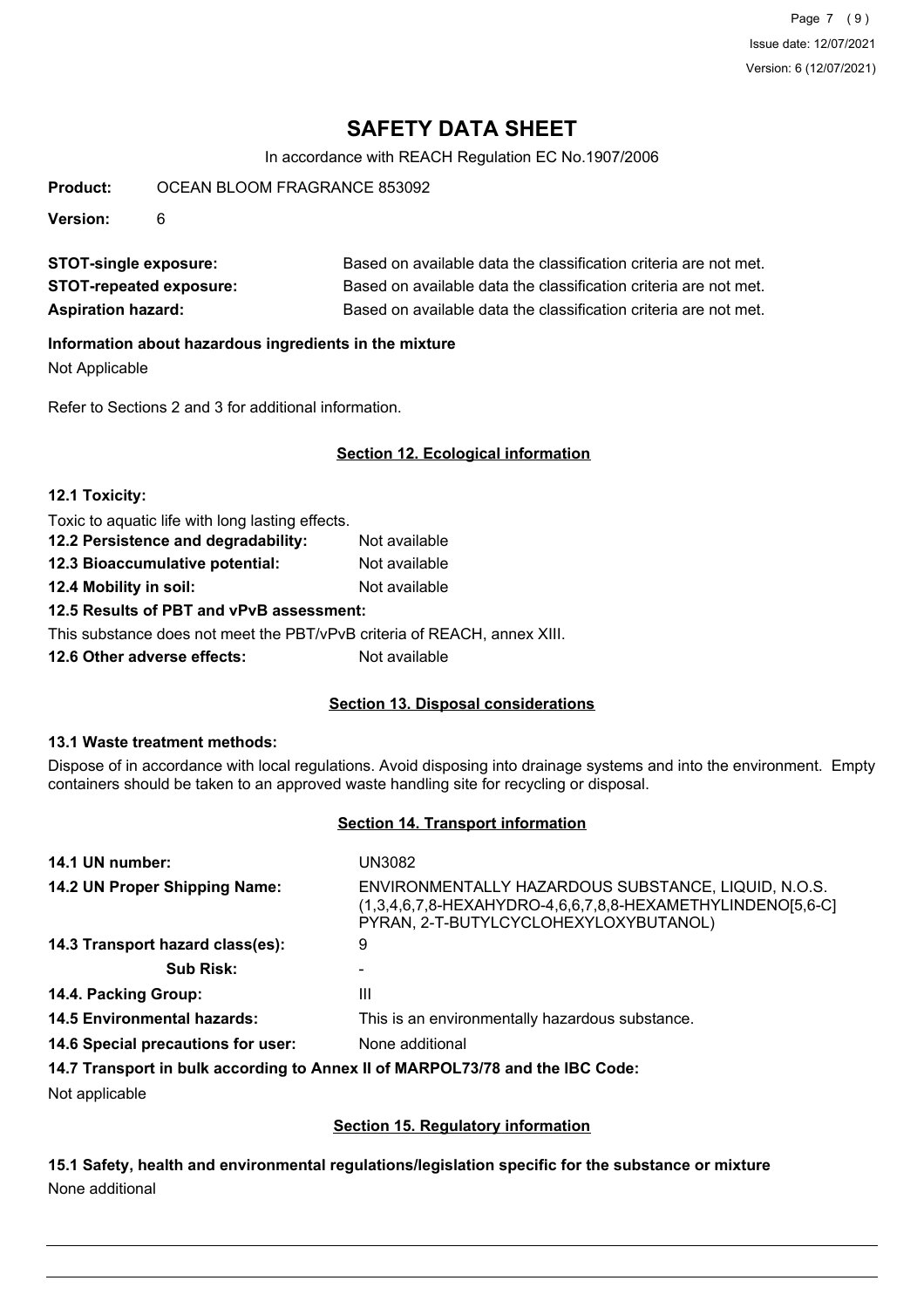**STOT-single exposure:** Based on available data the classification criteria are not met.

**STOT-repeated exposure:** Based on available data the classification criteria are not met.

**Aspiration hazard:** Based on available data the classification criteria are not met.

**Information about hazardous ingredients in the mixture**

Not Applicable

Refer to Sections 2 and 3 for additional information.

## Section 12. Ecological information

**12.1 Toxicity:**

Toxic to aquatic life with long lasting effects.

**12.2 Persistence and degradability:** Not available

**12.3 Bioaccumulative potential:** Not available

**12.4 Mobility in soil:** Not available

**12.5 Results of PBT and vPvB assessment:**

This substance does not meet the PBT/vPvB criteria of REACH, annex XIII.

**12.6 Other adverse effects:** Not available

## Section 13. Disposal considerations

**13.1 Waste treatment methods:**

Dispose of in accordance with local regulations. Avoid disposing into drainage systems and into the environment. Empty containers should be taken to an approved waste handling site for recycling or disposal.

## Section 14. Transport information

**14.1 UN number:** UN3082

**14.2 UN Proper Shipping Name:** ENVIRONMENTALLY HAZARDOUS SUBSTANCE, LIQUID, N.O.S. (1,3,4,6,7,8-HEXAHYDRO-4,6,6,7,8,8-HEXAMETHYLINDENO[5,6-C] PYRAN, 2-T-BUTYLCYCLOHEXYLOXYBUTANOL)

**14.3 Transport hazard class(es):** 9

**Sub Risk:** -

**14.4. Packing Group:** III

**14.5 Environmental hazards:** This is an environmentally hazardous substance.

**14.6 Special precautions for user:** None additional

**14.7 Transport in bulk according to Annex II of MARPOL73/78 and the IBC Code:**

Not applicable

## Section 15. Regulatory information

**15.1 Safety, health and environmental regulations/legislation specific for the substance or mixture**

None additional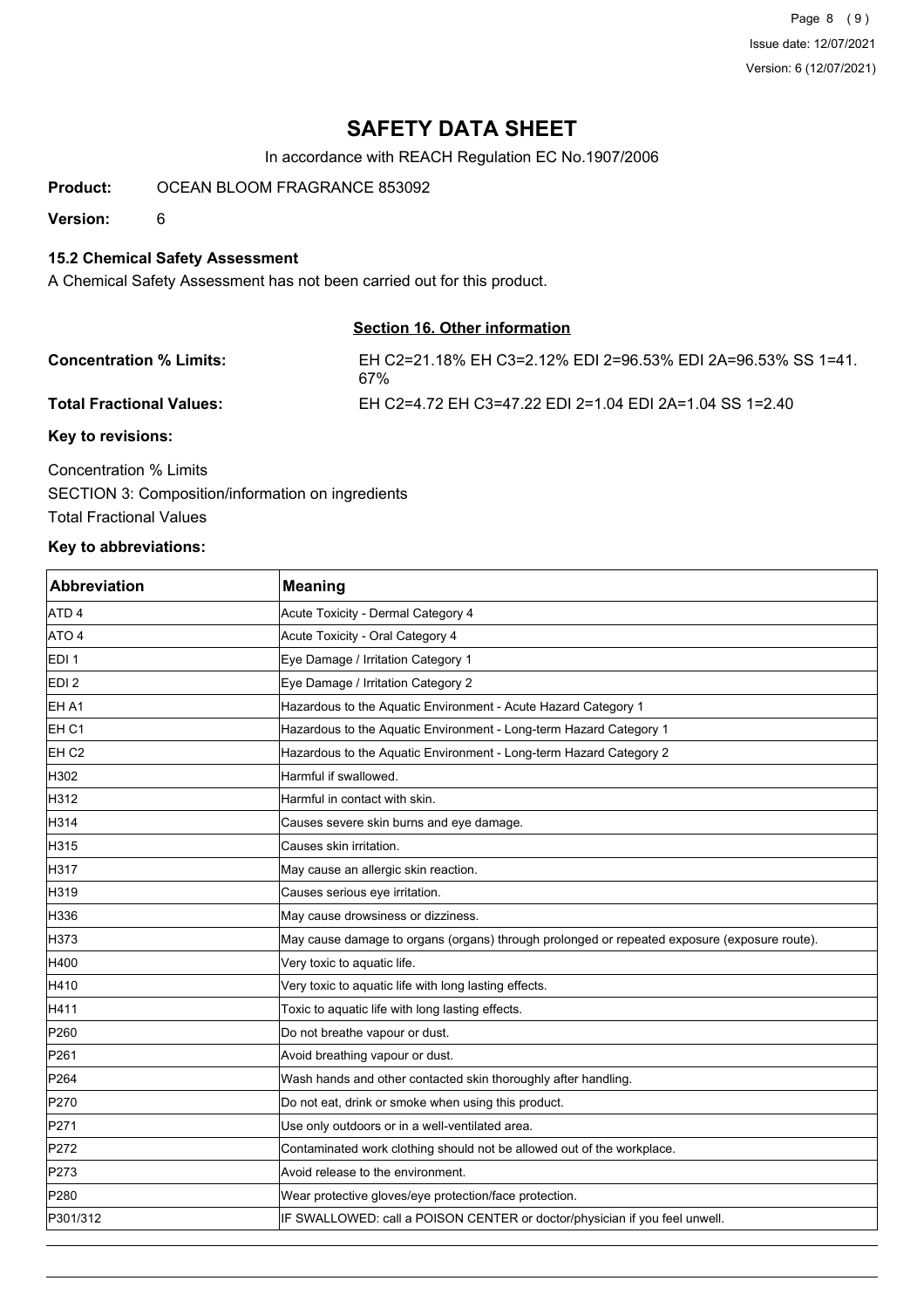# SAFETY DATA SHEET

In accordance with REACH Regulation EC No.1907/2006

**Product:** OCEAN BLOOM FRAGRANCE 853092

**Version:** 6

### 15.2 Chemical Safety Assessment

A Chemical Safety Assessment has not been carried out for this product.

## Section 16. Other information

**Concentration % Limits:** EH C2=21.18% EH C3=2.12% EDI 2=96.53% EDI 2A=96.53% SS 1=41.67%

**Total Fractional Values:** EH C2=4.72 EH C3=47.22 EDI 2=1.04 EDI 2A=1.04 SS 1=2.40

**Key to revisions:**

Concentration % Limits

SECTION 3: Composition/information on ingredients

Total Fractional Values

**Key to abbreviations:**

| Abbreviation | Meaning |
|---|---|
| ATD 4 | Acute Toxicity - Dermal Category 4 |
| ATO 4 | Acute Toxicity - Oral Category 4 |
| EDI 1 | Eye Damage / Irritation Category 1 |
| EDI 2 | Eye Damage / Irritation Category 2 |
| EH A1 | Hazardous to the Aquatic Environment - Acute Hazard Category 1 |
| EH C1 | Hazardous to the Aquatic Environment - Long-term Hazard Category 1 |
| EH C2 | Hazardous to the Aquatic Environment - Long-term Hazard Category 2 |
| H302 | Harmful if swallowed. |
| H312 | Harmful in contact with skin. |
| H314 | Causes severe skin burns and eye damage. |
| H315 | Causes skin irritation. |
| H317 | May cause an allergic skin reaction. |
| H319 | Causes serious eye irritation. |
| H336 | May cause drowsiness or dizziness. |
| H373 | May cause damage to organs (organs) through prolonged or repeated exposure (exposure route). |
| H400 | Very toxic to aquatic life. |
| H410 | Very toxic to aquatic life with long lasting effects. |
| H411 | Toxic to aquatic life with long lasting effects. |
| P260 | Do not breathe vapour or dust. |
| P261 | Avoid breathing vapour or dust. |
| P264 | Wash hands and other contacted skin thoroughly after handling. |
| P270 | Do not eat, drink or smoke when using this product. |
| P271 | Use only outdoors or in a well-ventilated area. |
| P272 | Contaminated work clothing should not be allowed out of the workplace. |
| P273 | Avoid release to the environment. |
| P280 | Wear protective gloves/eye protection/face protection. |
| P301/312 | IF SWALLOWED: call a POISON CENTER or doctor/physician if you feel unwell. |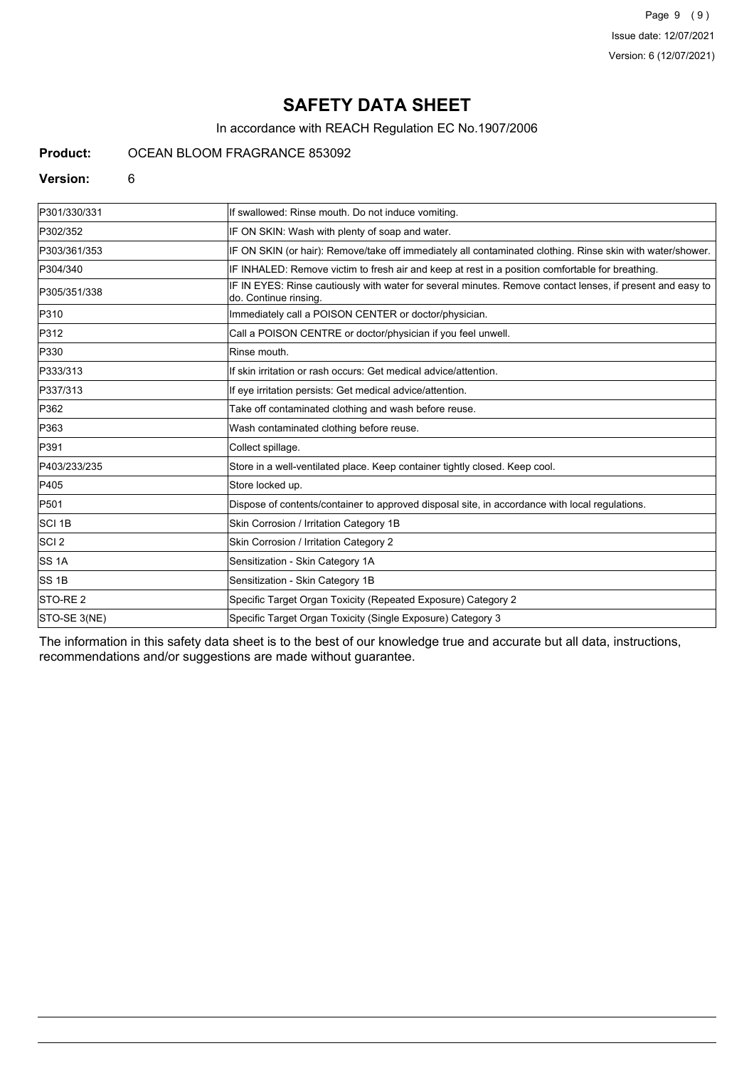# SAFETY DATA SHEET

In accordance with REACH Regulation EC No.1907/2006

**Product:** OCEAN BLOOM FRAGRANCE 853092

**Version:** 6

| | |
|---|---|
| P301/330/331 | If swallowed: Rinse mouth. Do not induce vomiting. |
| P302/352 | IF ON SKIN: Wash with plenty of soap and water. |
| P303/361/353 | IF ON SKIN (or hair): Remove/take off immediately all contaminated clothing. Rinse skin with water/shower. |
| P304/340 | IF INHALED: Remove victim to fresh air and keep at rest in a position comfortable for breathing. |
| P305/351/338 | IF IN EYES: Rinse cautiously with water for several minutes. Remove contact lenses, if present and easy to do. Continue rinsing. |
| P310 | Immediately call a POISON CENTER or doctor/physician. |
| P312 | Call a POISON CENTRE or doctor/physician if you feel unwell. |
| P330 | Rinse mouth. |
| P333/313 | If skin irritation or rash occurs: Get medical advice/attention. |
| P337/313 | If eye irritation persists: Get medical advice/attention. |
| P362 | Take off contaminated clothing and wash before reuse. |
| P363 | Wash contaminated clothing before reuse. |
| P391 | Collect spillage. |
| P403/233/235 | Store in a well-ventilated place. Keep container tightly closed. Keep cool. |
| P405 | Store locked up. |
| P501 | Dispose of contents/container to approved disposal site, in accordance with local regulations. |
| SCI 1B | Skin Corrosion / Irritation Category 1B |
| SCI 2 | Skin Corrosion / Irritation Category 2 |
| SS 1A | Sensitization - Skin Category 1A |
| SS 1B | Sensitization - Skin Category 1B |
| STO-RE 2 | Specific Target Organ Toxicity (Repeated Exposure) Category 2 |
| STO-SE 3(NE) | Specific Target Organ Toxicity (Single Exposure) Category 3 |

The information in this safety data sheet is to the best of our knowledge true and accurate but all data, instructions, recommendations and/or suggestions are made without guarantee.